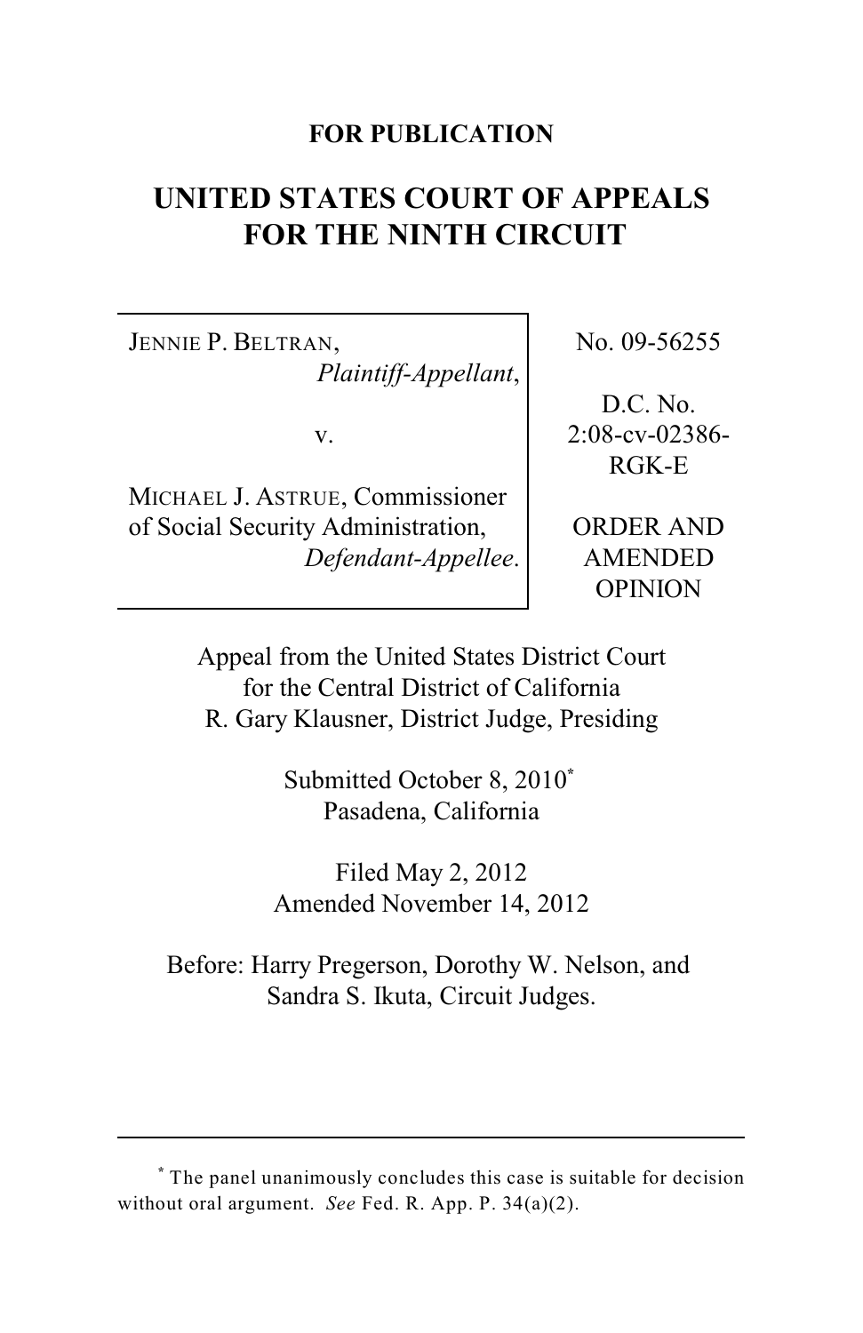**FOR PUBLICATION**

# UNITED STATES COURT OF APPEALS FOR THE NINTH CIRCUIT

| | |
|---|---|
| JENNIE P. BELTRAN, *Plaintiff-Appellant*, v. MICHAEL J. ASTRUE, Commissioner of Social Security Administration, *Defendant-Appellee*. | No. 09-56255<br><br>D.C. No. 2:08-cv-02386-RGK-E<br><br>ORDER AND AMENDED OPINION |

Appeal from the United States District Court for the Central District of California
R. Gary Klausner, District Judge, Presiding

Submitted October 8, 2010[*]
Pasadena, California

Filed May 2, 2012
Amended November 14, 2012

Before: Harry Pregerson, Dorothy W. Nelson, and Sandra S. Ikuta, Circuit Judges.

---

[*] The panel unanimously concludes this case is suitable for decision without oral argument. *See* Fed. R. App. P. 34(a)(2).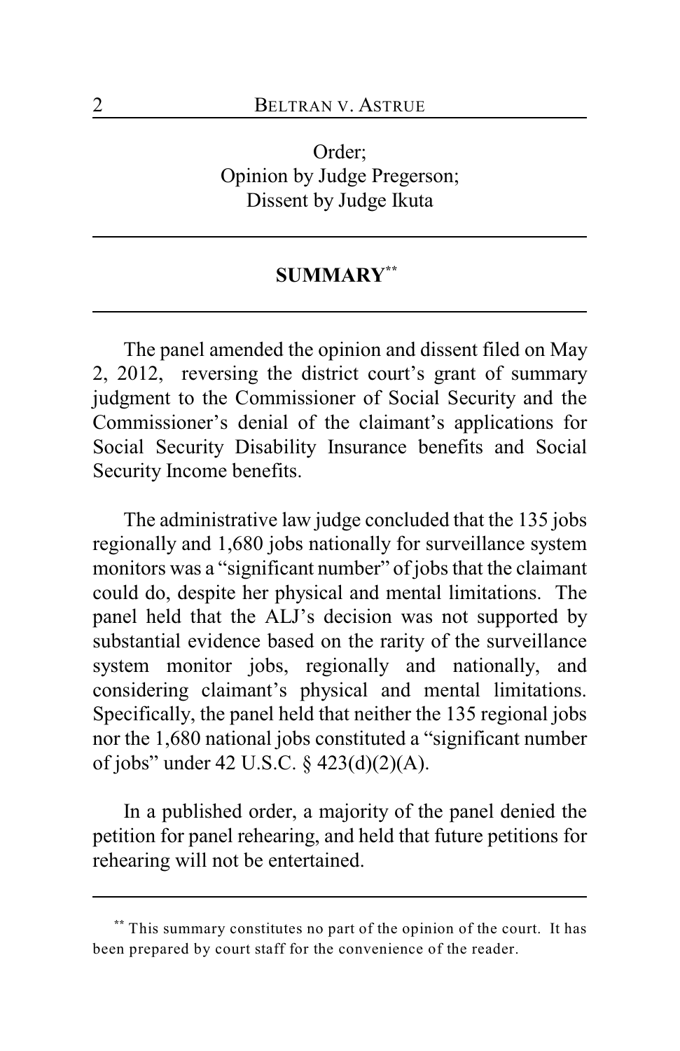Order;
Opinion by Judge Pregerson;
Dissent by Judge Ikuta

## SUMMARY[**]

The panel amended the opinion and dissent filed on May 2, 2012, reversing the district court's grant of summary judgment to the Commissioner of Social Security and the Commissioner's denial of the claimant's applications for Social Security Disability Insurance benefits and Social Security Income benefits.

The administrative law judge concluded that the 135 jobs regionally and 1,680 jobs nationally for surveillance system monitors was a "significant number" of jobs that the claimant could do, despite her physical and mental limitations. The panel held that the ALJ's decision was not supported by substantial evidence based on the rarity of the surveillance system monitor jobs, regionally and nationally, and considering claimant's physical and mental limitations. Specifically, the panel held that neither the 135 regional jobs nor the 1,680 national jobs constituted a "significant number of jobs" under 42 U.S.C. § 423(d)(2)(A).

In a published order, a majority of the panel denied the petition for panel rehearing, and held that future petitions for rehearing will not be entertained.

---

[**] This summary constitutes no part of the opinion of the court. It has been prepared by court staff for the convenience of the reader.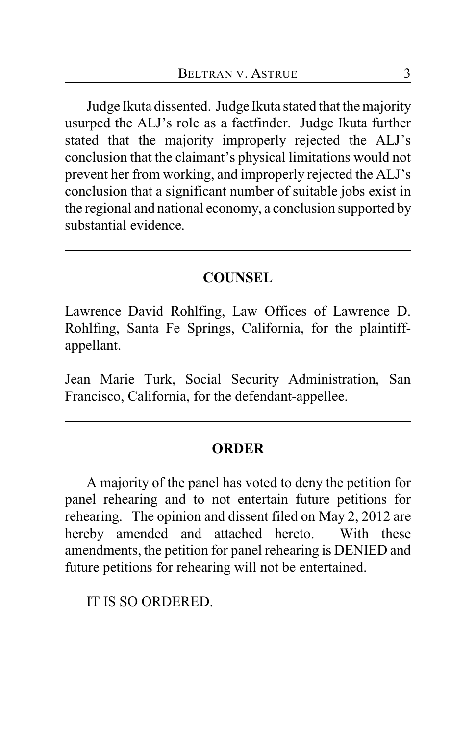Judge Ikuta dissented. Judge Ikuta stated that the majority usurped the ALJ's role as a factfinder. Judge Ikuta further stated that the majority improperly rejected the ALJ's conclusion that the claimant's physical limitations would not prevent her from working, and improperly rejected the ALJ's conclusion that a significant number of suitable jobs exist in the regional and national economy, a conclusion supported by substantial evidence.

---

## COUNSEL

Lawrence David Rohlfing, Law Offices of Lawrence D. Rohlfing, Santa Fe Springs, California, for the plaintiff-appellant.

Jean Marie Turk, Social Security Administration, San Francisco, California, for the defendant-appellee.

---

## ORDER

A majority of the panel has voted to deny the petition for panel rehearing and to not entertain future petitions for rehearing. The opinion and dissent filed on May 2, 2012 are hereby amended and attached hereto. With these amendments, the petition for panel rehearing is DENIED and future petitions for rehearing will not be entertained.

IT IS SO ORDERED.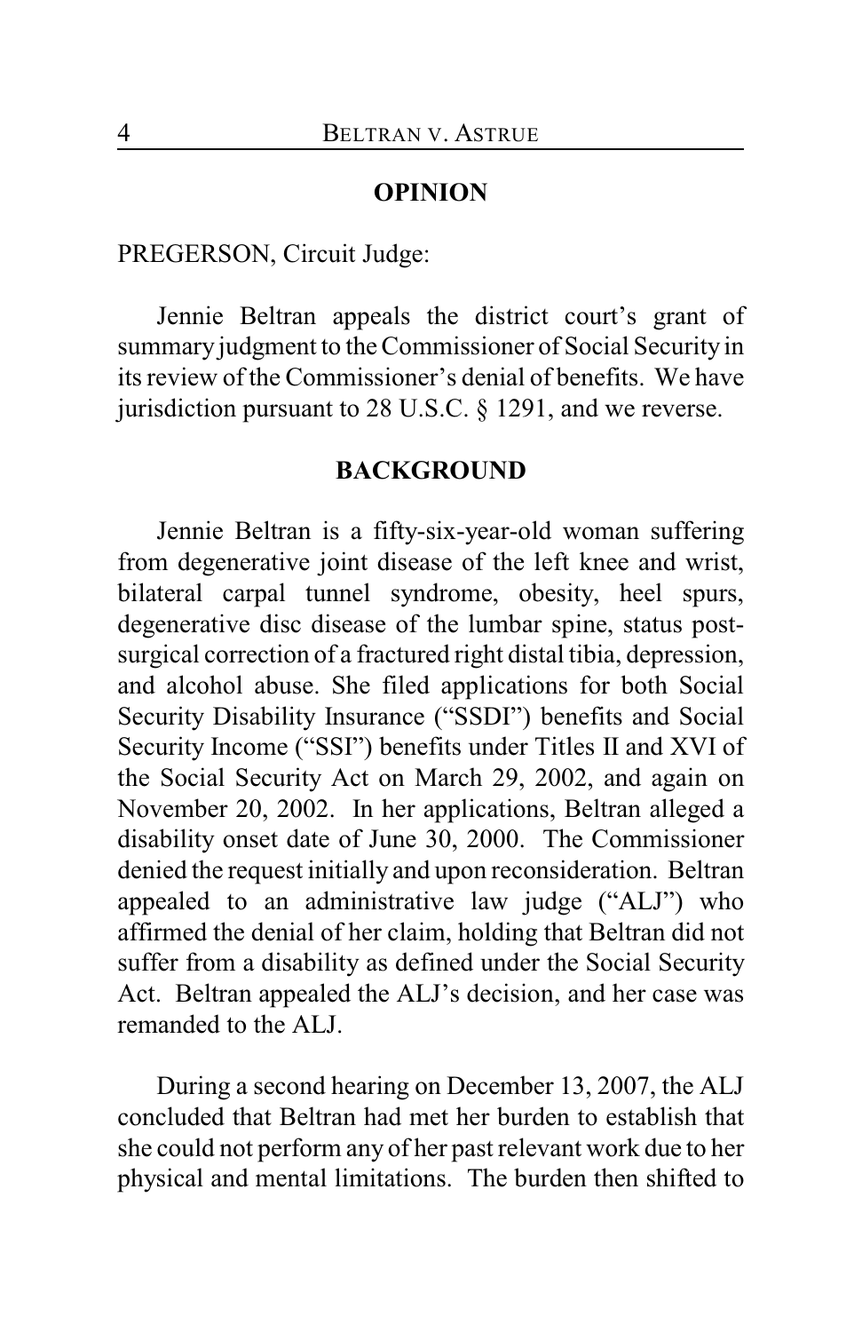## OPINION

PREGERSON, Circuit Judge:

Jennie Beltran appeals the district court's grant of summary judgment to the Commissioner of Social Security in its review of the Commissioner's denial of benefits. We have jurisdiction pursuant to 28 U.S.C. § 1291, and we reverse.

## BACKGROUND

Jennie Beltran is a fifty-six-year-old woman suffering from degenerative joint disease of the left knee and wrist, bilateral carpal tunnel syndrome, obesity, heel spurs, degenerative disc disease of the lumbar spine, status post-surgical correction of a fractured right distal tibia, depression, and alcohol abuse. She filed applications for both Social Security Disability Insurance ("SSDI") benefits and Social Security Income ("SSI") benefits under Titles II and XVI of the Social Security Act on March 29, 2002, and again on November 20, 2002. In her applications, Beltran alleged a disability onset date of June 30, 2000. The Commissioner denied the request initially and upon reconsideration. Beltran appealed to an administrative law judge ("ALJ") who affirmed the denial of her claim, holding that Beltran did not suffer from a disability as defined under the Social Security Act. Beltran appealed the ALJ's decision, and her case was remanded to the ALJ.

During a second hearing on December 13, 2007, the ALJ concluded that Beltran had met her burden to establish that she could not perform any of her past relevant work due to her physical and mental limitations. The burden then shifted to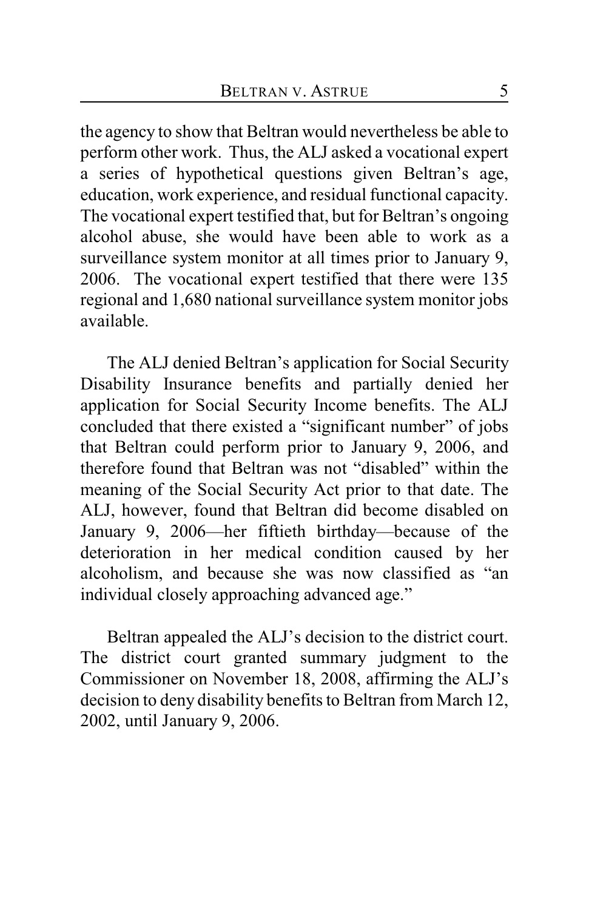the agency to show that Beltran would nevertheless be able to perform other work. Thus, the ALJ asked a vocational expert a series of hypothetical questions given Beltran's age, education, work experience, and residual functional capacity. The vocational expert testified that, but for Beltran's ongoing alcohol abuse, she would have been able to work as a surveillance system monitor at all times prior to January 9, 2006. The vocational expert testified that there were 135 regional and 1,680 national surveillance system monitor jobs available.

The ALJ denied Beltran's application for Social Security Disability Insurance benefits and partially denied her application for Social Security Income benefits. The ALJ concluded that there existed a "significant number" of jobs that Beltran could perform prior to January 9, 2006, and therefore found that Beltran was not "disabled" within the meaning of the Social Security Act prior to that date. The ALJ, however, found that Beltran did become disabled on January 9, 2006—her fiftieth birthday—because of the deterioration in her medical condition caused by her alcoholism, and because she was now classified as "an individual closely approaching advanced age."

Beltran appealed the ALJ's decision to the district court. The district court granted summary judgment to the Commissioner on November 18, 2008, affirming the ALJ's decision to deny disability benefits to Beltran from March 12, 2002, until January 9, 2006.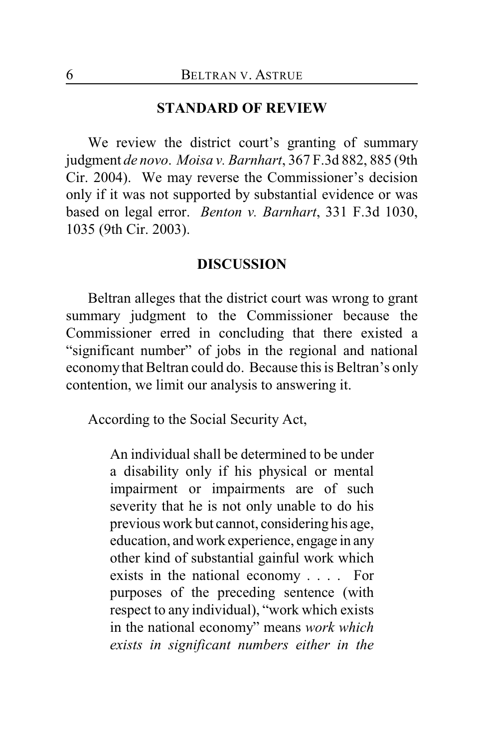## STANDARD OF REVIEW

We review the district court's granting of summary judgment *de novo*. *Moisa v. Barnhart*, 367 F.3d 882, 885 (9th Cir. 2004). We may reverse the Commissioner's decision only if it was not supported by substantial evidence or was based on legal error. *Benton v. Barnhart*, 331 F.3d 1030, 1035 (9th Cir. 2003).

## DISCUSSION

Beltran alleges that the district court was wrong to grant summary judgment to the Commissioner because the Commissioner erred in concluding that there existed a "significant number" of jobs in the regional and national economy that Beltran could do. Because this is Beltran's only contention, we limit our analysis to answering it.

According to the Social Security Act,

> An individual shall be determined to be under a disability only if his physical or mental impairment or impairments are of such severity that he is not only unable to do his previous work but cannot, considering his age, education, and work experience, engage in any other kind of substantial gainful work which exists in the national economy . . . . For purposes of the preceding sentence (with respect to any individual), "work which exists in the national economy" means *work which exists in significant numbers either in the*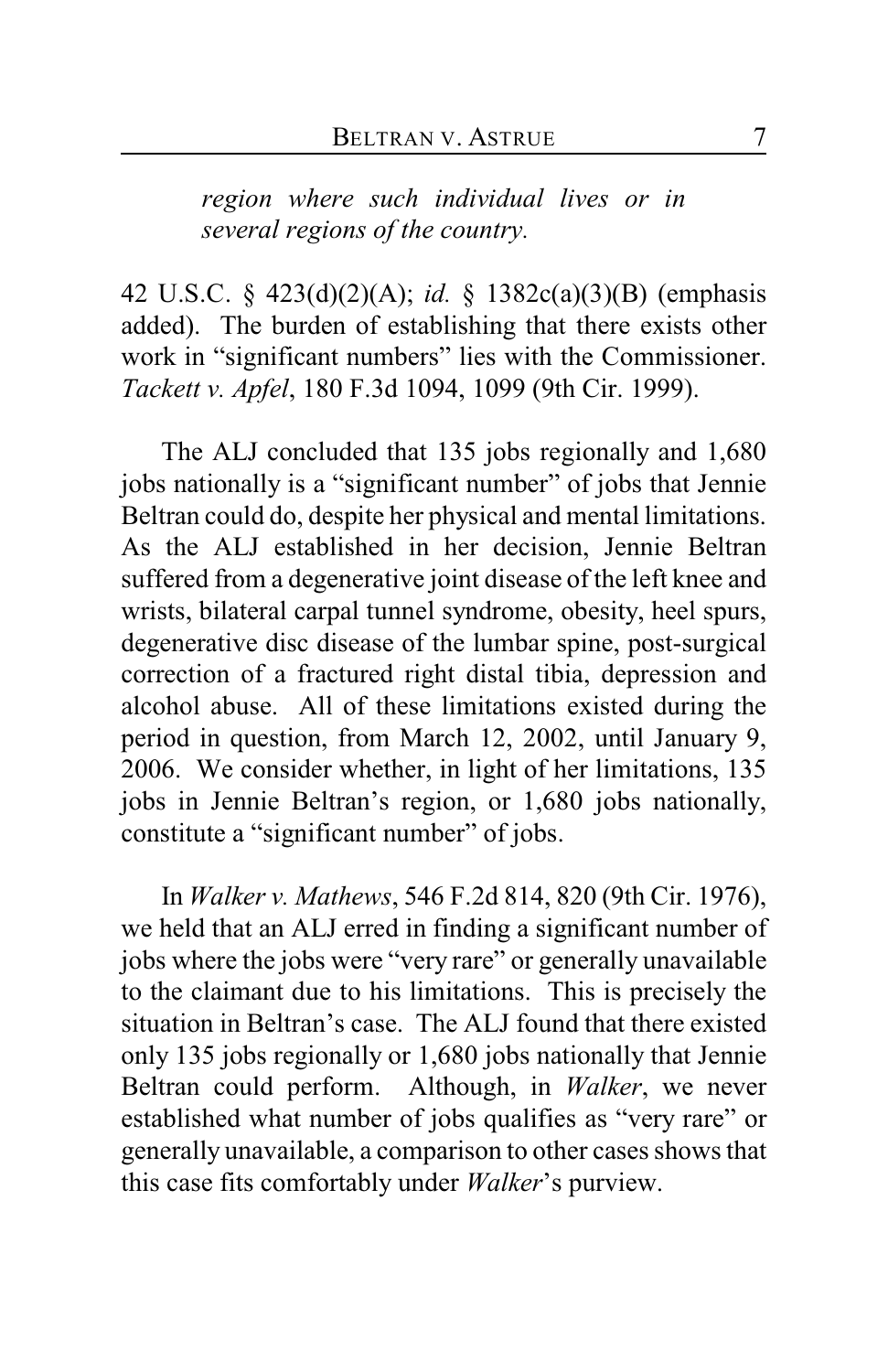> *region where such individual lives or in several regions of the country.*

42 U.S.C. § 423(d)(2)(A); *id.* § 1382c(a)(3)(B) (emphasis added). The burden of establishing that there exists other work in "significant numbers" lies with the Commissioner. *Tackett v. Apfel*, 180 F.3d 1094, 1099 (9th Cir. 1999).

The ALJ concluded that 135 jobs regionally and 1,680 jobs nationally is a "significant number" of jobs that Jennie Beltran could do, despite her physical and mental limitations. As the ALJ established in her decision, Jennie Beltran suffered from a degenerative joint disease of the left knee and wrists, bilateral carpal tunnel syndrome, obesity, heel spurs, degenerative disc disease of the lumbar spine, post-surgical correction of a fractured right distal tibia, depression and alcohol abuse. All of these limitations existed during the period in question, from March 12, 2002, until January 9, 2006. We consider whether, in light of her limitations, 135 jobs in Jennie Beltran's region, or 1,680 jobs nationally, constitute a "significant number" of jobs.

In *Walker v. Mathews*, 546 F.2d 814, 820 (9th Cir. 1976), we held that an ALJ erred in finding a significant number of jobs where the jobs were "very rare" or generally unavailable to the claimant due to his limitations. This is precisely the situation in Beltran's case. The ALJ found that there existed only 135 jobs regionally or 1,680 jobs nationally that Jennie Beltran could perform. Although, in *Walker*, we never established what number of jobs qualifies as "very rare" or generally unavailable, a comparison to other cases shows that this case fits comfortably under *Walker*'s purview.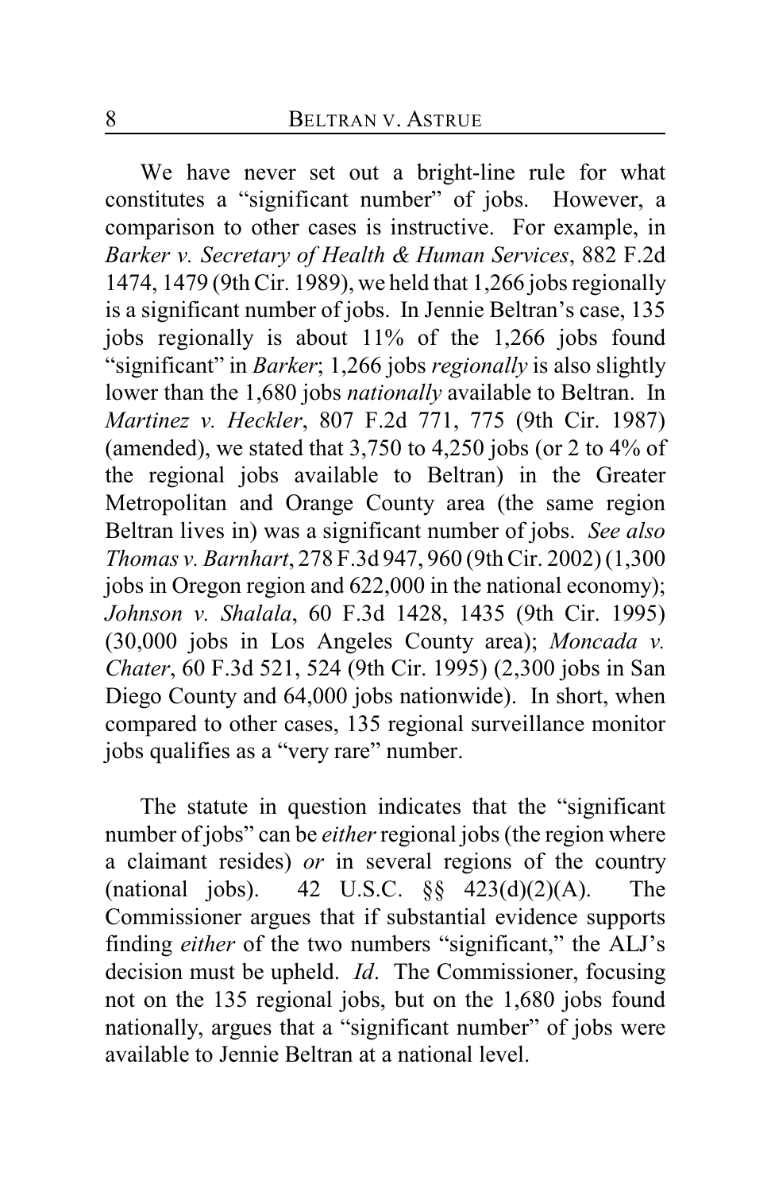We have never set out a bright-line rule for what constitutes a "significant number" of jobs. However, a comparison to other cases is instructive. For example, in *Barker v. Secretary of Health & Human Services*, 882 F.2d 1474, 1479 (9th Cir. 1989), we held that 1,266 jobs regionally is a significant number of jobs. In Jennie Beltran's case, 135 jobs regionally is about 11% of the 1,266 jobs found "significant" in *Barker*; 1,266 jobs *regionally* is also slightly lower than the 1,680 jobs *nationally* available to Beltran. In *Martinez v. Heckler*, 807 F.2d 771, 775 (9th Cir. 1987) (amended), we stated that 3,750 to 4,250 jobs (or 2 to 4% of the regional jobs available to Beltran) in the Greater Metropolitan and Orange County area (the same region Beltran lives in) was a significant number of jobs. *See also Thomas v. Barnhart*, 278 F.3d 947, 960 (9th Cir. 2002) (1,300 jobs in Oregon region and 622,000 in the national economy); *Johnson v. Shalala*, 60 F.3d 1428, 1435 (9th Cir. 1995) (30,000 jobs in Los Angeles County area); *Moncada v. Chater*, 60 F.3d 521, 524 (9th Cir. 1995) (2,300 jobs in San Diego County and 64,000 jobs nationwide). In short, when compared to other cases, 135 regional surveillance monitor jobs qualifies as a "very rare" number.

The statute in question indicates that the "significant number of jobs" can be *either* regional jobs (the region where a claimant resides) *or* in several regions of the country (national jobs). 42 U.S.C. §§ 423(d)(2)(A). The Commissioner argues that if substantial evidence supports finding *either* of the two numbers "significant," the ALJ's decision must be upheld. *Id*. The Commissioner, focusing not on the 135 regional jobs, but on the 1,680 jobs found nationally, argues that a "significant number" of jobs were available to Jennie Beltran at a national level.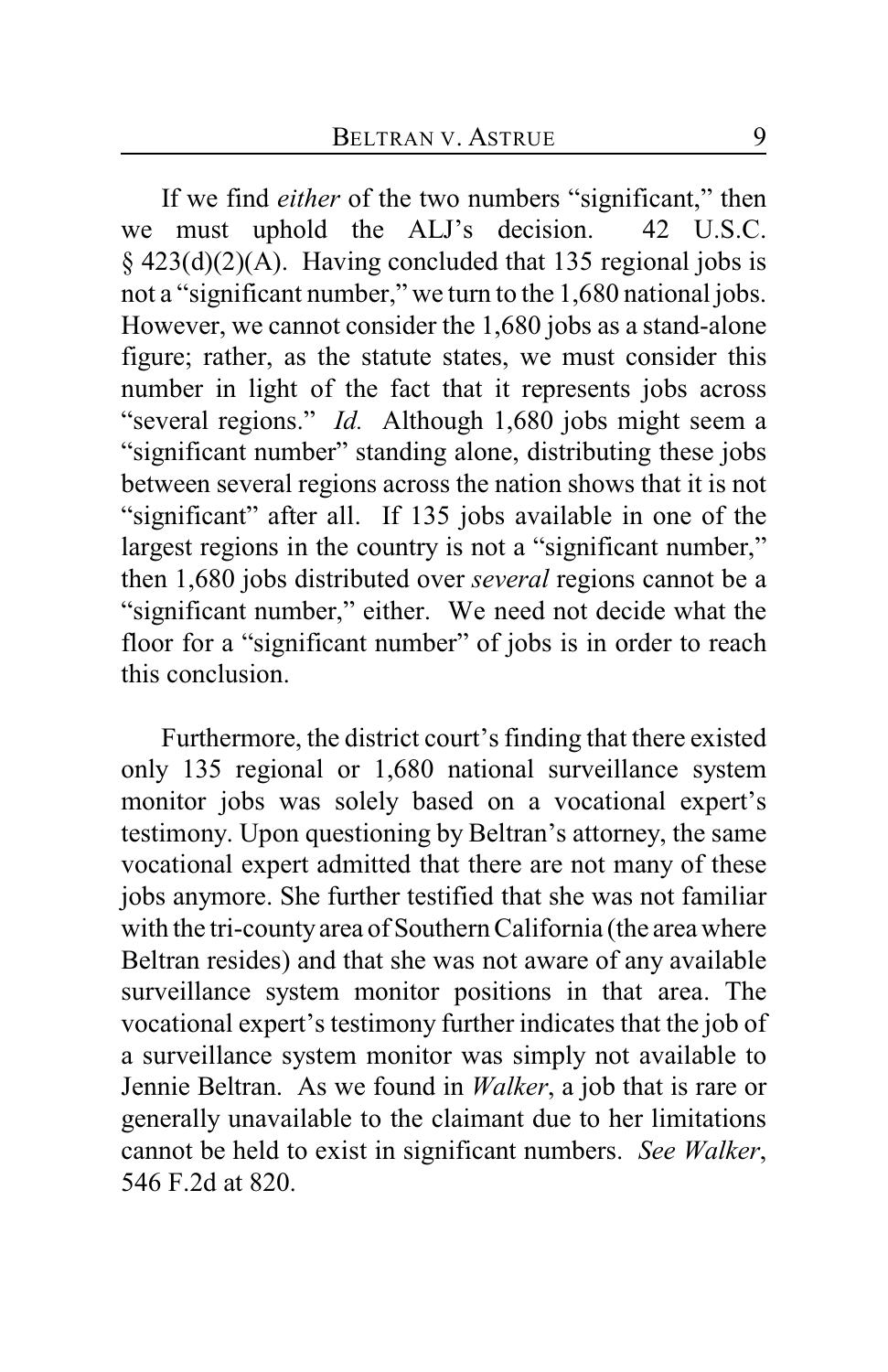If we find *either* of the two numbers "significant," then we must uphold the ALJ's decision. 42 U.S.C. § 423(d)(2)(A). Having concluded that 135 regional jobs is not a "significant number," we turn to the 1,680 national jobs. However, we cannot consider the 1,680 jobs as a stand-alone figure; rather, as the statute states, we must consider this number in light of the fact that it represents jobs across "several regions." *Id.* Although 1,680 jobs might seem a "significant number" standing alone, distributing these jobs between several regions across the nation shows that it is not "significant" after all. If 135 jobs available in one of the largest regions in the country is not a "significant number," then 1,680 jobs distributed over *several* regions cannot be a "significant number," either. We need not decide what the floor for a "significant number" of jobs is in order to reach this conclusion.

Furthermore, the district court's finding that there existed only 135 regional or 1,680 national surveillance system monitor jobs was solely based on a vocational expert's testimony. Upon questioning by Beltran's attorney, the same vocational expert admitted that there are not many of these jobs anymore. She further testified that she was not familiar with the tri-county area of Southern California (the area where Beltran resides) and that she was not aware of any available surveillance system monitor positions in that area. The vocational expert's testimony further indicates that the job of a surveillance system monitor was simply not available to Jennie Beltran. As we found in *Walker*, a job that is rare or generally unavailable to the claimant due to her limitations cannot be held to exist in significant numbers. *See Walker*, 546 F.2d at 820.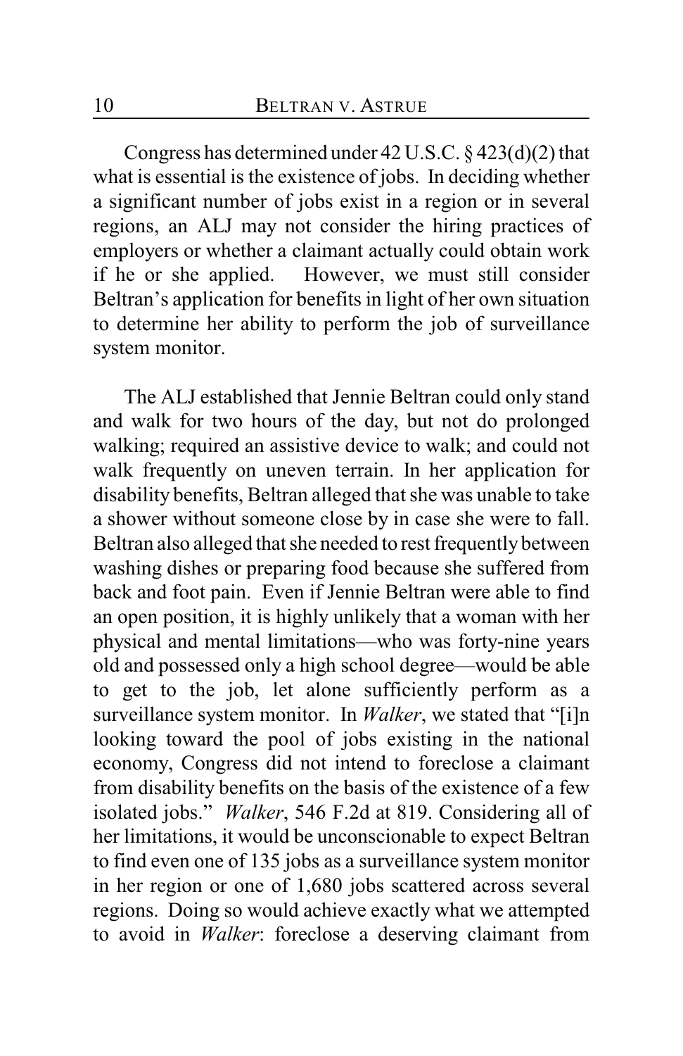Congress has determined under 42 U.S.C. § 423(d)(2) that what is essential is the existence of jobs. In deciding whether a significant number of jobs exist in a region or in several regions, an ALJ may not consider the hiring practices of employers or whether a claimant actually could obtain work if he or she applied. However, we must still consider Beltran's application for benefits in light of her own situation to determine her ability to perform the job of surveillance system monitor.

The ALJ established that Jennie Beltran could only stand and walk for two hours of the day, but not do prolonged walking; required an assistive device to walk; and could not walk frequently on uneven terrain. In her application for disability benefits, Beltran alleged that she was unable to take a shower without someone close by in case she were to fall. Beltran also alleged that she needed to rest frequently between washing dishes or preparing food because she suffered from back and foot pain. Even if Jennie Beltran were able to find an open position, it is highly unlikely that a woman with her physical and mental limitations—who was forty-nine years old and possessed only a high school degree—would be able to get to the job, let alone sufficiently perform as a surveillance system monitor. In *Walker*, we stated that "[i]n looking toward the pool of jobs existing in the national economy, Congress did not intend to foreclose a claimant from disability benefits on the basis of the existence of a few isolated jobs." *Walker*, 546 F.2d at 819. Considering all of her limitations, it would be unconscionable to expect Beltran to find even one of 135 jobs as a surveillance system monitor in her region or one of 1,680 jobs scattered across several regions. Doing so would achieve exactly what we attempted to avoid in *Walker*: foreclose a deserving claimant from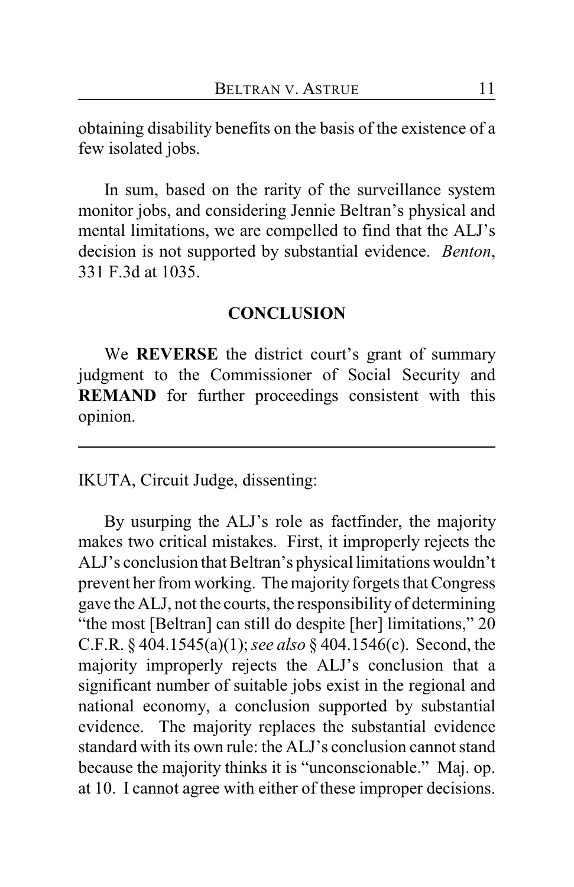obtaining disability benefits on the basis of the existence of a few isolated jobs.

In sum, based on the rarity of the surveillance system monitor jobs, and considering Jennie Beltran's physical and mental limitations, we are compelled to find that the ALJ's decision is not supported by substantial evidence. *Benton*, 331 F.3d at 1035.

## CONCLUSION

We **REVERSE** the district court's grant of summary judgment to the Commissioner of Social Security and **REMAND** for further proceedings consistent with this opinion.

---

IKUTA, Circuit Judge, dissenting:

By usurping the ALJ's role as factfinder, the majority makes two critical mistakes. First, it improperly rejects the ALJ's conclusion that Beltran's physical limitations wouldn't prevent her from working. The majority forgets that Congress gave the ALJ, not the courts, the responsibility of determining "the most [Beltran] can still do despite [her] limitations," 20 C.F.R. § 404.1545(a)(1); *see also* § 404.1546(c). Second, the majority improperly rejects the ALJ's conclusion that a significant number of suitable jobs exist in the regional and national economy, a conclusion supported by substantial evidence. The majority replaces the substantial evidence standard with its own rule: the ALJ's conclusion cannot stand because the majority thinks it is "unconscionable." Maj. op. at 10. I cannot agree with either of these improper decisions.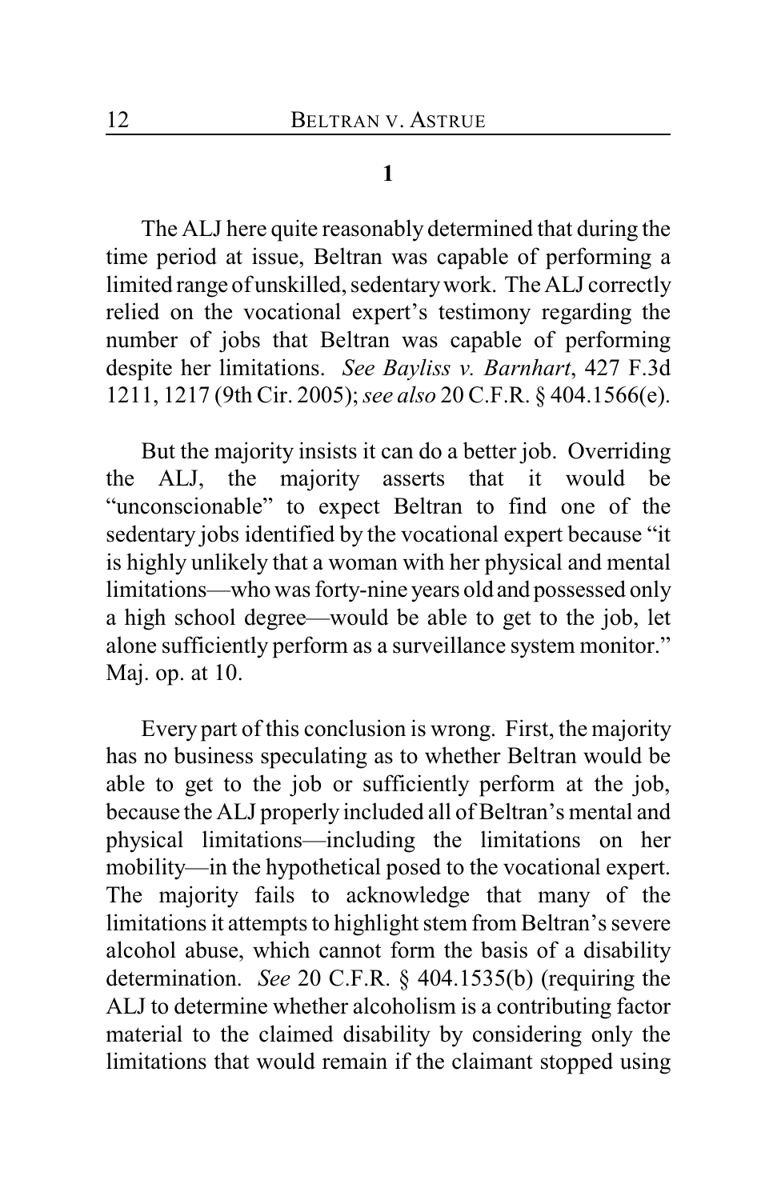**1**

The ALJ here quite reasonably determined that during the time period at issue, Beltran was capable of performing a limited range of unskilled, sedentary work. The ALJ correctly relied on the vocational expert's testimony regarding the number of jobs that Beltran was capable of performing despite her limitations. *See Bayliss v. Barnhart*, 427 F.3d 1211, 1217 (9th Cir. 2005); *see also* 20 C.F.R. § 404.1566(e).

But the majority insists it can do a better job. Overriding the ALJ, the majority asserts that it would be "unconscionable" to expect Beltran to find one of the sedentary jobs identified by the vocational expert because "it is highly unlikely that a woman with her physical and mental limitations—who was forty-nine years old and possessed only a high school degree—would be able to get to the job, let alone sufficiently perform as a surveillance system monitor." Maj. op. at 10.

Every part of this conclusion is wrong. First, the majority has no business speculating as to whether Beltran would be able to get to the job or sufficiently perform at the job, because the ALJ properly included all of Beltran's mental and physical limitations—including the limitations on her mobility—in the hypothetical posed to the vocational expert. The majority fails to acknowledge that many of the limitations it attempts to highlight stem from Beltran's severe alcohol abuse, which cannot form the basis of a disability determination. *See* 20 C.F.R. § 404.1535(b) (requiring the ALJ to determine whether alcoholism is a contributing factor material to the claimed disability by considering only the limitations that would remain if the claimant stopped using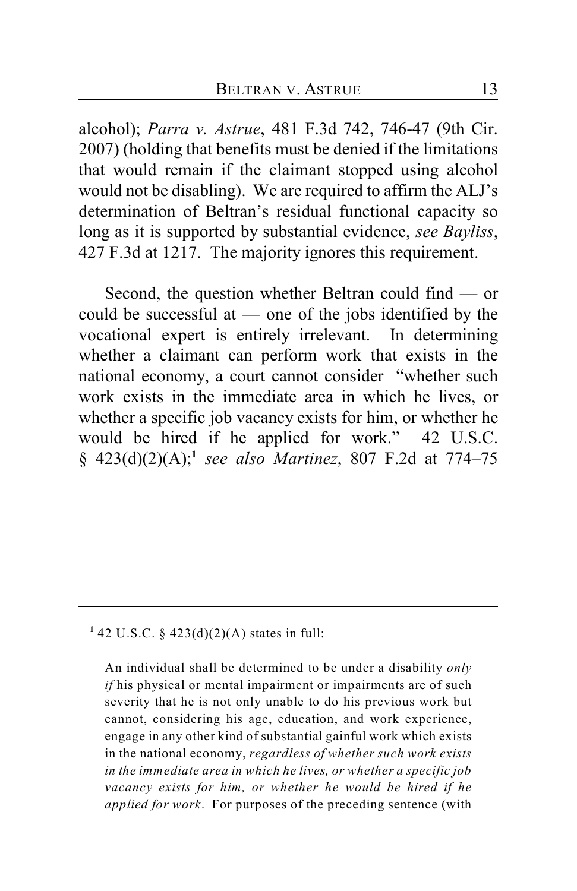alcohol); *Parra v. Astrue*, 481 F.3d 742, 746-47 (9th Cir. 2007) (holding that benefits must be denied if the limitations that would remain if the claimant stopped using alcohol would not be disabling). We are required to affirm the ALJ's determination of Beltran's residual functional capacity so long as it is supported by substantial evidence, *see Bayliss*, 427 F.3d at 1217. The majority ignores this requirement.

Second, the question whether Beltran could find — or could be successful at — one of the jobs identified by the vocational expert is entirely irrelevant. In determining whether a claimant can perform work that exists in the national economy, a court cannot consider "whether such work exists in the immediate area in which he lives, or whether a specific job vacancy exists for him, or whether he would be hired if he applied for work." 42 U.S.C. § 423(d)(2)(A);[1] *see also Martinez*, 807 F.2d at 774–75

---

[1] 42 U.S.C. § 423(d)(2)(A) states in full:

> An individual shall be determined to be under a disability *only if* his physical or mental impairment or impairments are of such severity that he is not only unable to do his previous work but cannot, considering his age, education, and work experience, engage in any other kind of substantial gainful work which exists in the national economy, *regardless of whether such work exists in the immediate area in which he lives, or whether a specific job vacancy exists for him, or whether he would be hired if he applied for work*. For purposes of the preceding sentence (with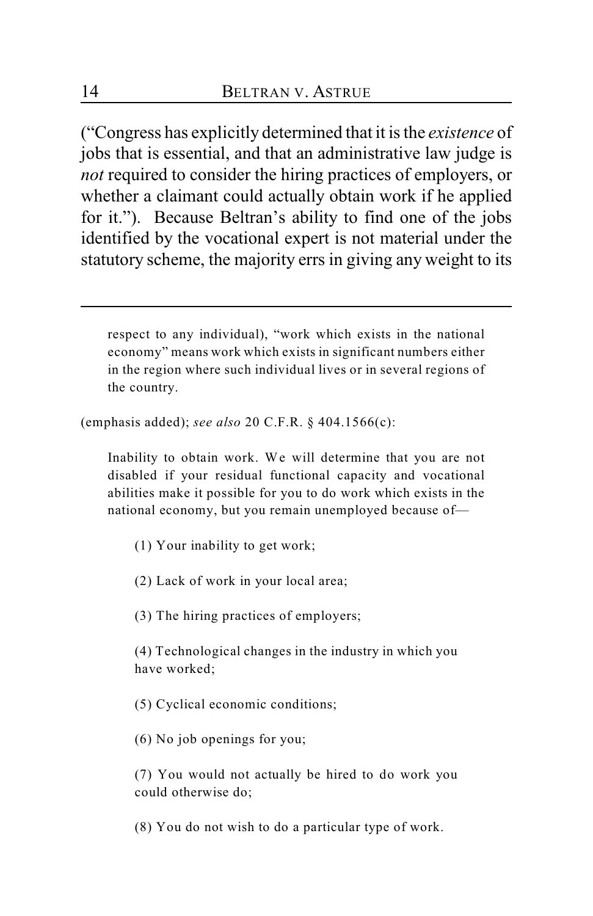("Congress has explicitly determined that it is the *existence* of jobs that is essential, and that an administrative law judge is *not* required to consider the hiring practices of employers, or whether a claimant could actually obtain work if he applied for it."). Because Beltran's ability to find one of the jobs identified by the vocational expert is not material under the statutory scheme, the majority errs in giving any weight to its

---

> respect to any individual), "work which exists in the national economy" means work which exists in significant numbers either in the region where such individual lives or in several regions of the country.

(emphasis added); *see also* 20 C.F.R. § 404.1566(c):

> Inability to obtain work. We will determine that you are not disabled if your residual functional capacity and vocational abilities make it possible for you to do work which exists in the national economy, but you remain unemployed because of—
>
> (1) Your inability to get work;
>
> (2) Lack of work in your local area;
>
> (3) The hiring practices of employers;
>
> (4) Technological changes in the industry in which you have worked;
>
> (5) Cyclical economic conditions;
>
> (6) No job openings for you;
>
> (7) You would not actually be hired to do work you could otherwise do;
>
> (8) You do not wish to do a particular type of work.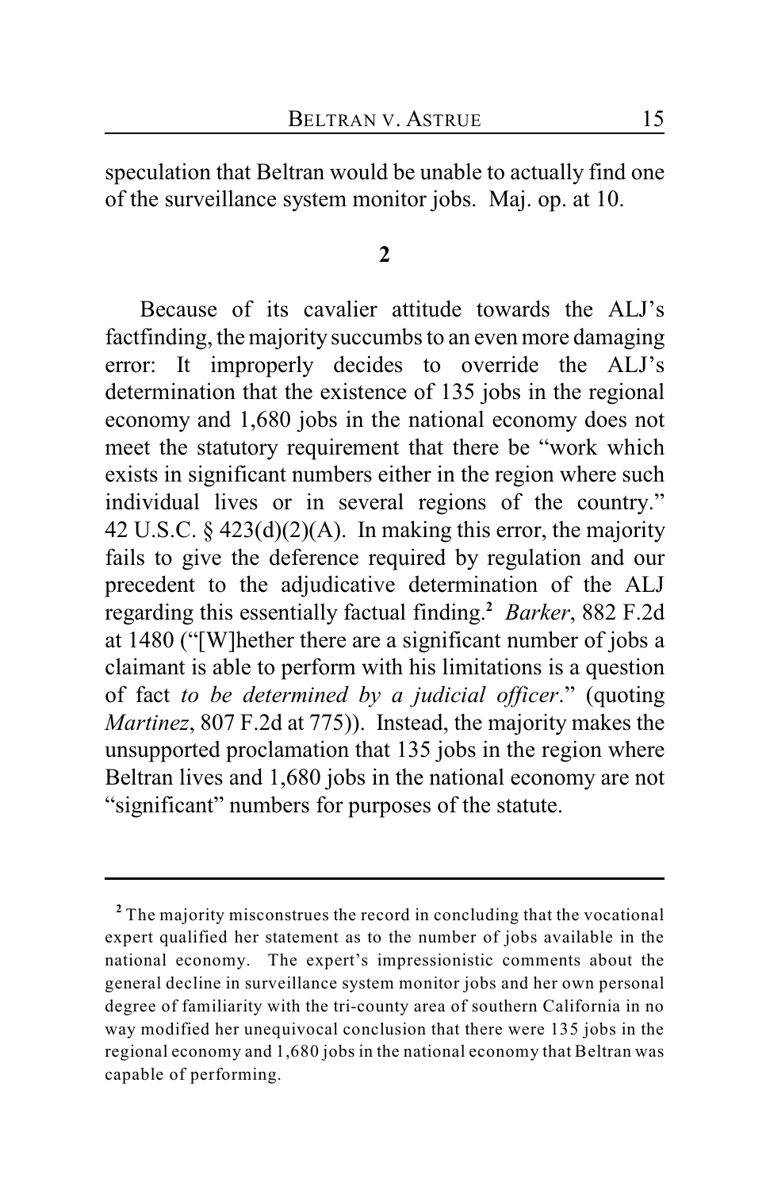speculation that Beltran would be unable to actually find one of the surveillance system monitor jobs. Maj. op. at 10.

**2**

Because of its cavalier attitude towards the ALJ's factfinding, the majority succumbs to an even more damaging error: It improperly decides to override the ALJ's determination that the existence of 135 jobs in the regional economy and 1,680 jobs in the national economy does not meet the statutory requirement that there be "work which exists in significant numbers either in the region where such individual lives or in several regions of the country." 42 U.S.C. § 423(d)(2)(A). In making this error, the majority fails to give the deference required by regulation and our precedent to the adjudicative determination of the ALJ regarding this essentially factual finding.[2] *Barker*, 882 F.2d at 1480 ("[W]hether there are a significant number of jobs a claimant is able to perform with his limitations is a question of fact *to be determined by a judicial officer*." (quoting *Martinez*, 807 F.2d at 775)). Instead, the majority makes the unsupported proclamation that 135 jobs in the region where Beltran lives and 1,680 jobs in the national economy are not "significant" numbers for purposes of the statute.

---

[2] The majority misconstrues the record in concluding that the vocational expert qualified her statement as to the number of jobs available in the national economy. The expert's impressionistic comments about the general decline in surveillance system monitor jobs and her own personal degree of familiarity with the tri-county area of southern California in no way modified her unequivocal conclusion that there were 135 jobs in the regional economy and 1,680 jobs in the national economy that Beltran was capable of performing.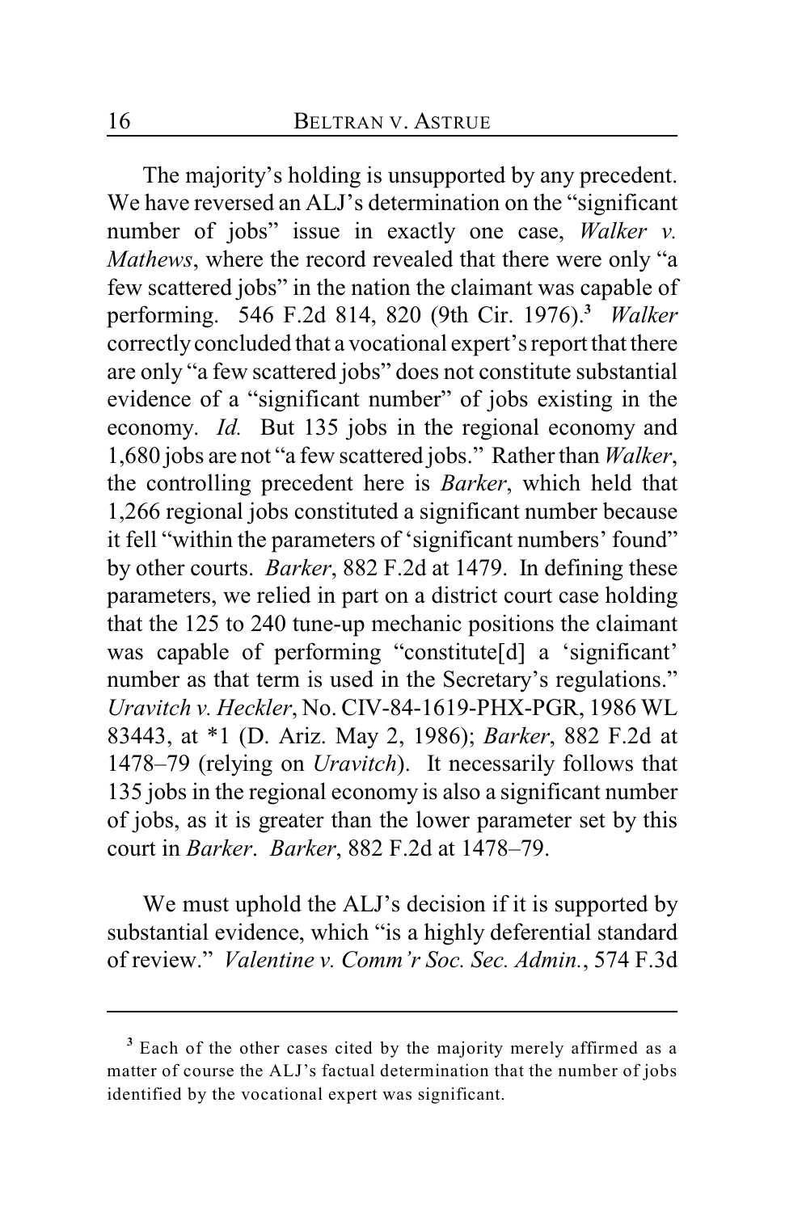The majority's holding is unsupported by any precedent. We have reversed an ALJ's determination on the "significant number of jobs" issue in exactly one case, *Walker v. Mathews*, where the record revealed that there were only "a few scattered jobs" in the nation the claimant was capable of performing. 546 F.2d 814, 820 (9th Cir. 1976).[3] *Walker* correctly concluded that a vocational expert's report that there are only "a few scattered jobs" does not constitute substantial evidence of a "significant number" of jobs existing in the economy. *Id.* But 135 jobs in the regional economy and 1,680 jobs are not "a few scattered jobs." Rather than *Walker*, the controlling precedent here is *Barker*, which held that 1,266 regional jobs constituted a significant number because it fell "within the parameters of 'significant numbers' found" by other courts. *Barker*, 882 F.2d at 1479. In defining these parameters, we relied in part on a district court case holding that the 125 to 240 tune-up mechanic positions the claimant was capable of performing "constitute[d] a 'significant' number as that term is used in the Secretary's regulations." *Uravitch v. Heckler*, No. CIV-84-1619-PHX-PGR, 1986 WL 83443, at *1 (D. Ariz. May 2, 1986); *Barker*, 882 F.2d at 1478–79 (relying on *Uravitch*). It necessarily follows that 135 jobs in the regional economy is also a significant number of jobs, as it is greater than the lower parameter set by this court in *Barker*. *Barker*, 882 F.2d at 1478–79.

We must uphold the ALJ's decision if it is supported by substantial evidence, which "is a highly deferential standard of review." *Valentine v. Comm'r Soc. Sec. Admin.*, 574 F.3d

---

[3] Each of the other cases cited by the majority merely affirmed as a matter of course the ALJ's factual determination that the number of jobs identified by the vocational expert was significant.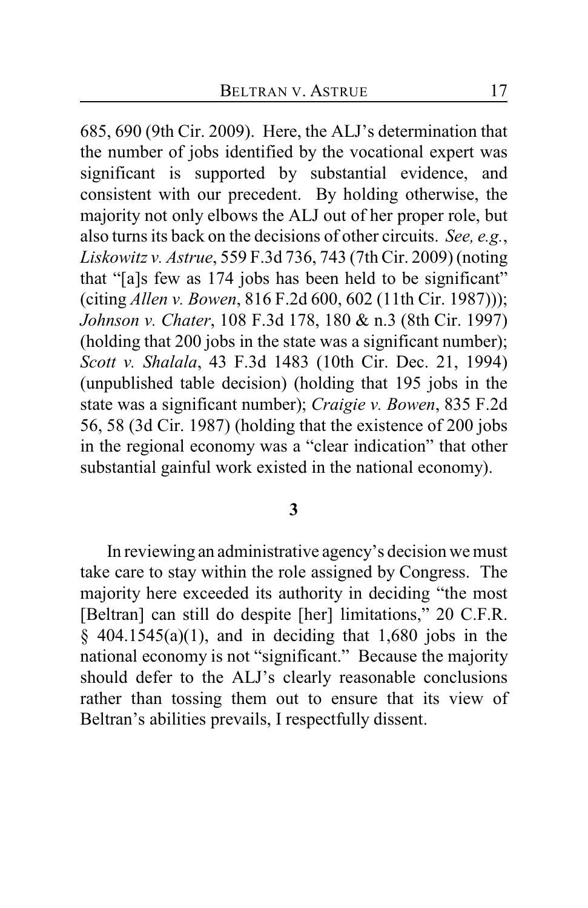685, 690 (9th Cir. 2009). Here, the ALJ's determination that the number of jobs identified by the vocational expert was significant is supported by substantial evidence, and consistent with our precedent. By holding otherwise, the majority not only elbows the ALJ out of her proper role, but also turns its back on the decisions of other circuits. *See, e.g.*, *Liskowitz v. Astrue*, 559 F.3d 736, 743 (7th Cir. 2009) (noting that "[a]s few as 174 jobs has been held to be significant" (citing *Allen v. Bowen*, 816 F.2d 600, 602 (11th Cir. 1987))); *Johnson v. Chater*, 108 F.3d 178, 180 & n.3 (8th Cir. 1997) (holding that 200 jobs in the state was a significant number); *Scott v. Shalala*, 43 F.3d 1483 (10th Cir. Dec. 21, 1994) (unpublished table decision) (holding that 195 jobs in the state was a significant number); *Craigie v. Bowen*, 835 F.2d 56, 58 (3d Cir. 1987) (holding that the existence of 200 jobs in the regional economy was a "clear indication" that other substantial gainful work existed in the national economy).

**3**

In reviewing an administrative agency's decision we must take care to stay within the role assigned by Congress. The majority here exceeded its authority in deciding "the most [Beltran] can still do despite [her] limitations," 20 C.F.R. § 404.1545(a)(1), and in deciding that 1,680 jobs in the national economy is not "significant." Because the majority should defer to the ALJ's clearly reasonable conclusions rather than tossing them out to ensure that its view of Beltran's abilities prevails, I respectfully dissent.